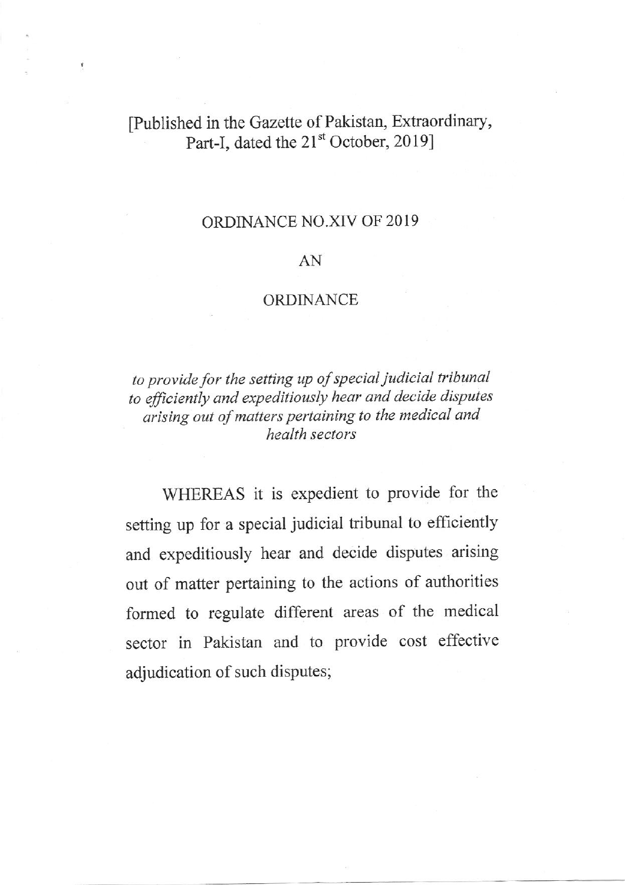[Published in the Gazette of Pakistan, Extraordinary, Part-I, dated the 21st October, 2019]

# ORDINANCE NO.XIV OF 2019

## AN

## ORDINANCE

*to provide for the setting up of special judicial tribunal to efficiently and expeditiously hear and decide disputes arising out of matters pertaining to the medical and health sectors*

WHEREAS it is expedient to provide for the setting up for a special judicial tribunal to efficiently and expeditiously hear and decide disputes arising out of matter pertaining to the actions of authorities formed to regulate different areas of the medical sector in Pakistan and to provide cost effective adjudication of such disputes;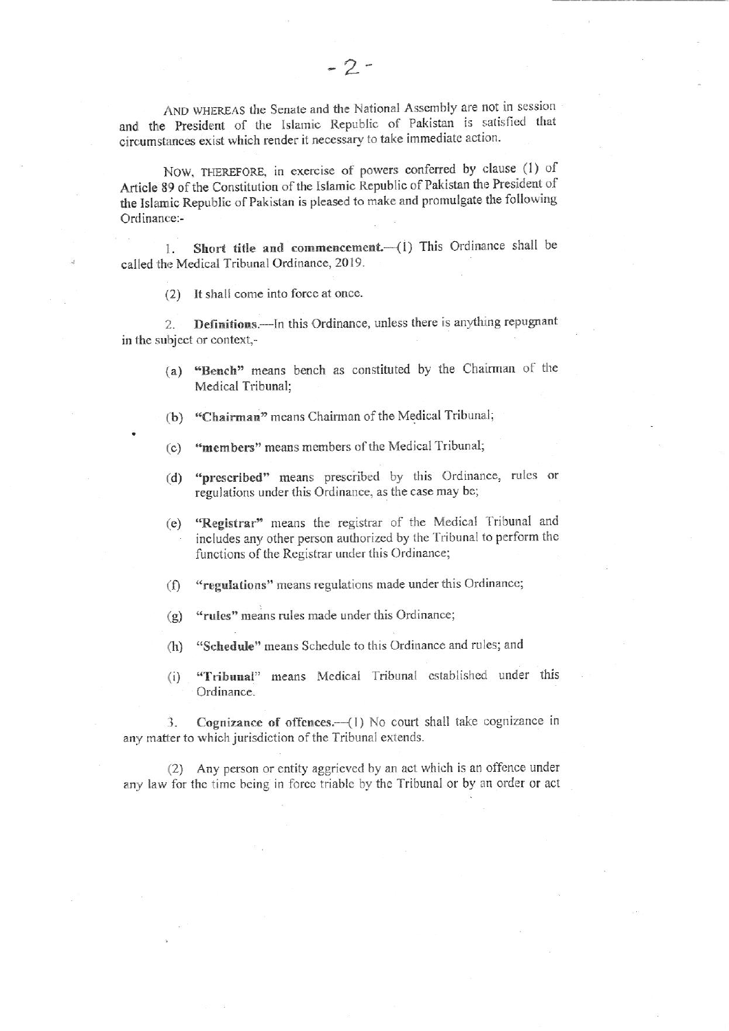AND WHEREAS the Senate and the National Assembly are not in session and the President of the Islamic Republic of Pakistan is satisfied that circumstances exist which render it necessary to take immediate action.

NOW, THEREFORE, in exercise of powers conferred by clause (1) of Article 89 of the Constitution of the Islamic Republic of Pakistan the President of the Islamic Republic of Pakistan is pleased to make and promulgate the following Ordinance:-

1. **Short title and commencement.**—(1) This Ordinance shall be called the Medical Tribunal Ordinance, 2019.

(2) It shall come into force at once.

2. **Definitions.**—In this Ordinance, unless there is anything repugnant in the subject or context,-

(a) **"Bench"** means bench as constituted by the Chairman of the Medical Tribunal;

(b) **"Chairman"** means Chairman of the Medical Tribunal;

(c) **"members"** means members of the Medical Tribunal;

(d) **"prescribed"** means prescribed by this Ordinance, rules or regulations under this Ordinance, as the case may be;

(e) **"Registrar"** means the registrar of the Medical Tribunal and includes any other person authorized by the Tribunal to perform the functions of the Registrar under this Ordinance;

(f) **"regulations"** means regulations made under this Ordinance;

(g) **"rules"** means rules made under this Ordinance;

(h) **"Schedule"** means Schedule to this Ordinance and rules; and

(i) **"Tribunal"** means Medical Tribunal established under this Ordinance.

3. **Cognizance of offences.**—(1) No court shall take cognizance in any matter to which jurisdiction of the Tribunal extends.

(2) Any person or entity aggrieved by an act which is an offence under any law for the time being in force triable by the Tribunal or by an order or act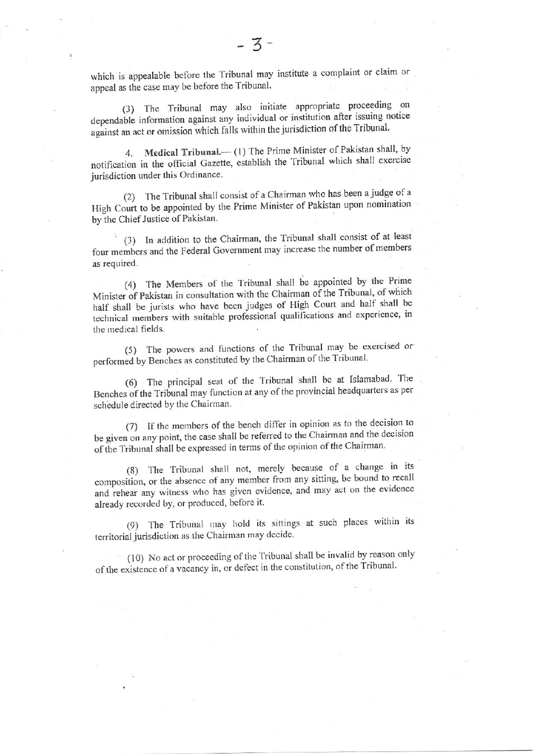which is appealable before the Tribunal may institute a complaint or claim or appeal as the case may be before the Tribunal.

(3) The Tribunal may also initiate appropriate proceeding on dependable information against any individual or institution after issuing notice against an act or omission which falls within the jurisdiction of the Tribunal.

4. **Medical Tribunal.**— (1) The Prime Minister of Pakistan shall, by notification in the official Gazette, establish the Tribunal which shall exercise jurisdiction under this Ordinance.

(2) The Tribunal shall consist of a Chairman who has been a judge of a High Court to be appointed by the Prime Minister of Pakistan upon nomination by the Chief Justice of Pakistan.

(3) In addition to the Chairman, the Tribunal shall consist of at least four members and the Federal Government may increase the number of members as required.

(4) The Members of the Tribunal shall be appointed by the Prime Minister of Pakistan in consultation with the Chairman of the Tribunal, of which half shall be jurists who have been judges of High Court and half shall be technical members with suitable professional qualifications and experience, in the medical fields.

(5) The powers and functions of the Tribunal may be exercised or performed by Benches as constituted by the Chairman of the Tribunal.

(6) The principal seat of the Tribunal shall be at Islamabad. The Benches of the Tribunal may function at any of the provincial headquarters as per schedule directed by the Chairman.

(7) If the members of the bench differ in opinion as to the decision to be given on any point, the case shall be referred to the Chairman and the decision of the Tribunal shall be expressed in terms of the opinion of the Chairman.

(8) The Tribunal shall not, merely because of a change in its composition, or the absence of any member from any sitting, be bound to recall and rehear any witness who has given evidence, and may act on the evidence already recorded by, or produced, before it.

(9) The Tribunal may hold its sittings at such places within its territorial jurisdiction as the Chairman may decide.

(10) No act or proceeding of the Tribunal shall be invalid by reason only of the existence of a vacancy in, or defect in the constitution, of the Tribunal.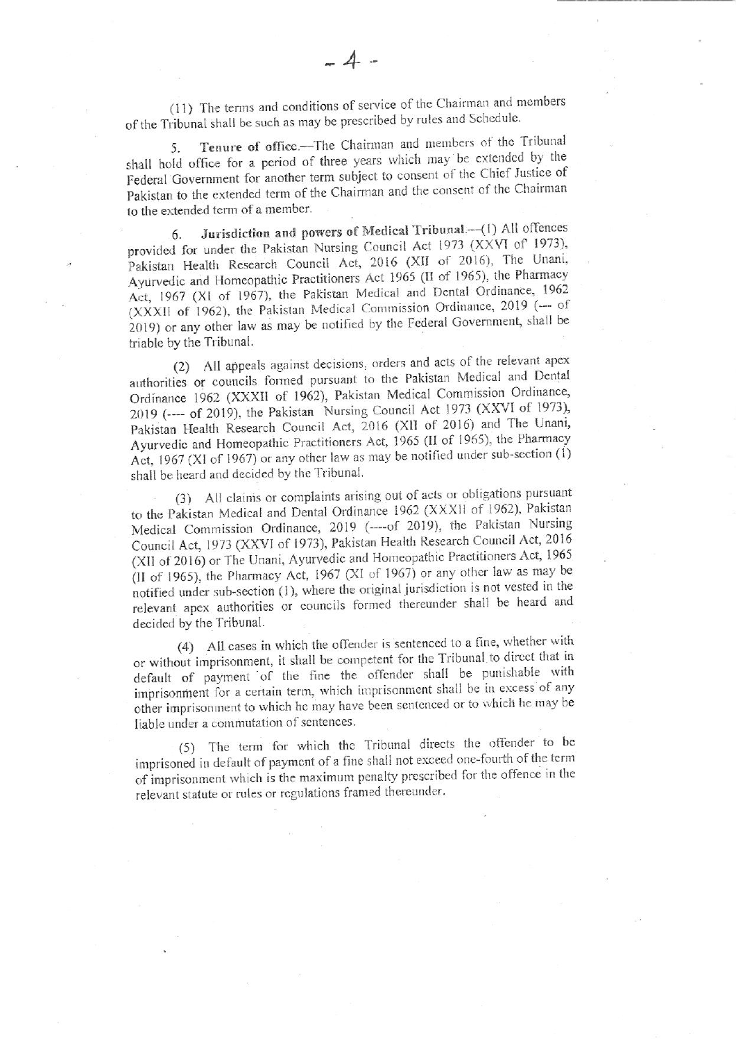(11) The terms and conditions of service of the Chairman and members of the Tribunal shall be such as may be prescribed by rules and Schedule.

5. **Tenure of office.**—The Chairman and members of the Tribunal shall hold office for a period of three years which may be extended by the Federal Government for another term subject to consent of the Chief Justice of Pakistan to the extended term of the Chairman and the consent of the Chairman to the extended term of a member.

6. **Jurisdiction and powers of Medical Tribunal.**—(1) All offences provided for under the Pakistan Nursing Council Act 1973 (XXVI of 1973), Pakistan Health Research Council Act, 2016 (XII of 2016), The Unani, Ayurvedic and Homeopathic Practitioners Act 1965 (II of 1965), the Pharmacy Act, 1967 (XI of 1967), the Pakistan Medical and Dental Ordinance, 1962 (XXXII of 1962), the Pakistan Medical Commission Ordinance, 2019 (--- of 2019) or any other law as may be notified by the Federal Government, shall be triable by the Tribunal.

(2) All appeals against decisions, orders and acts of the relevant apex authorities or councils formed pursuant to the Pakistan Medical and Dental Ordinance 1962 (XXXII of 1962), Pakistan Medical Commission Ordinance, 2019 (---- of 2019), the Pakistan Nursing Council Act 1973 (XXVI of 1973), Pakistan Health Research Council Act, 2016 (XII of 2016) and The Unani, Ayurvedic and Homeopathic Practitioners Act, 1965 (II of 1965), the Pharmacy Act, 1967 (XI of 1967) or any other law as may be notified under sub-section (1) shall be heard and decided by the Tribunal.

(3) All claims or complaints arising out of acts or obligations pursuant to the Pakistan Medical and Dental Ordinance 1962 (XXXII of 1962), Pakistan Medical Commission Ordinance, 2019 (----of 2019), the Pakistan Nursing Council Act, 1973 (XXVI of 1973), Pakistan Health Research Council Act, 2016 (XII of 2016) or The Unani, Ayurvedic and Homeopathic Practitioners Act, 1965 (II of 1965), the Pharmacy Act, 1967 (XI of 1967) or any other law as may be notified under sub-section (1), where the original jurisdiction is not vested in the relevant apex authorities or councils formed thereunder shall be heard and decided by the Tribunal.

(4) All cases in which the offender is sentenced to a fine, whether with or without imprisonment, it shall be competent for the Tribunal to direct that in default of payment of the fine the offender shall be punishable with imprisonment for a certain term, which imprisonment shall be in excess of any other imprisonment to which he may have been sentenced or to which he may be liable under a commutation of sentences.

(5) The term for which the Tribunal directs the offender to be imprisoned in default of payment of a fine shall not exceed one-fourth of the term of imprisonment which is the maximum penalty prescribed for the offence in the relevant statute or rules or regulations framed thereunder.